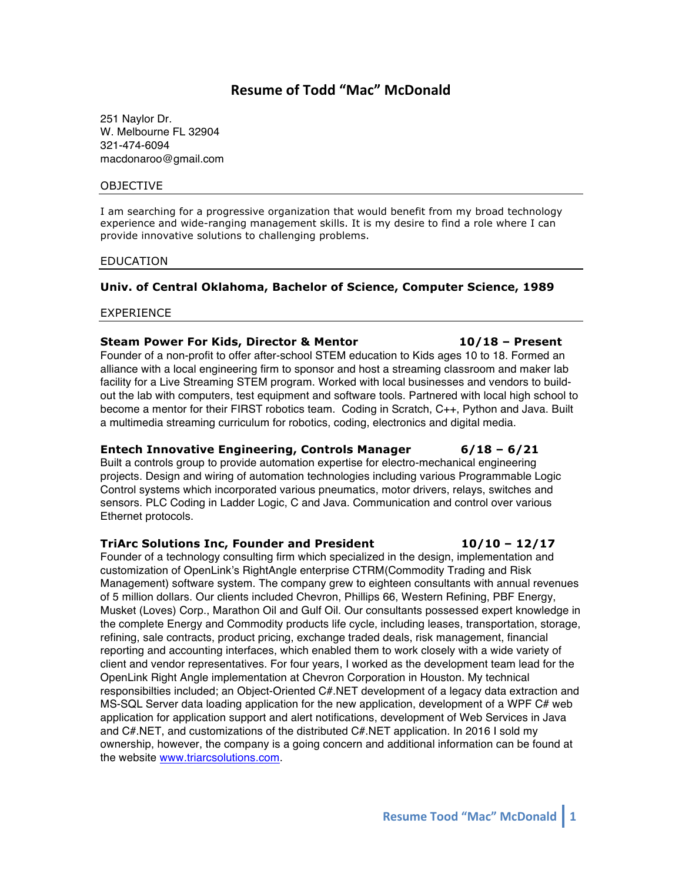# Resume of Todd "Mac" McDonald

251 Naylor Dr.
W. Melbourne FL 32904
321-474-6094
macdonaroo@gmail.com

## OBJECTIVE

I am searching for a progressive organization that would benefit from my broad technology experience and wide-ranging management skills. It is my desire to find a role where I can provide innovative solutions to challenging problems.

## EDUCATION

**Univ. of Central Oklahoma, Bachelor of Science, Computer Science, 1989**

## EXPERIENCE

**Steam Power For Kids, Director & Mentor** **10/18 – Present**

Founder of a non-profit to offer after-school STEM education to Kids ages 10 to 18. Formed an alliance with a local engineering firm to sponsor and host a streaming classroom and maker lab facility for a Live Streaming STEM program. Worked with local businesses and vendors to build-out the lab with computers, test equipment and software tools. Partnered with local high school to become a mentor for their FIRST robotics team. Coding in Scratch, C++, Python and Java. Built a multimedia streaming curriculum for robotics, coding, electronics and digital media.

**Entech Innovative Engineering, Controls Manager** **6/18 – 6/21**

Built a controls group to provide automation expertise for electro-mechanical engineering projects. Design and wiring of automation technologies including various Programmable Logic Control systems which incorporated various pneumatics, motor drivers, relays, switches and sensors. PLC Coding in Ladder Logic, C and Java. Communication and control over various Ethernet protocols.

**TriArc Solutions Inc, Founder and President** **10/10 – 12/17**

Founder of a technology consulting firm which specialized in the design, implementation and customization of OpenLink's RightAngle enterprise CTRM(Commodity Trading and Risk Management) software system. The company grew to eighteen consultants with annual revenues of 5 million dollars. Our clients included Chevron, Phillips 66, Western Refining, PBF Energy, Musket (Loves) Corp., Marathon Oil and Gulf Oil. Our consultants possessed expert knowledge in the complete Energy and Commodity products life cycle, including leases, transportation, storage, refining, sale contracts, product pricing, exchange traded deals, risk management, financial reporting and accounting interfaces, which enabled them to work closely with a wide variety of client and vendor representatives. For four years, I worked as the development team lead for the OpenLink Right Angle implementation at Chevron Corporation in Houston. My technical responsibilties included; an Object-Oriented C#.NET development of a legacy data extraction and MS-SQL Server data loading application for the new application, development of a WPF C# web application for application support and alert notifications, development of Web Services in Java and C#.NET, and customizations of the distributed C#.NET application. In 2016 I sold my ownership, however, the company is a going concern and additional information can be found at the website [www.triarcsolutions.com](http://www.triarcsolutions.com).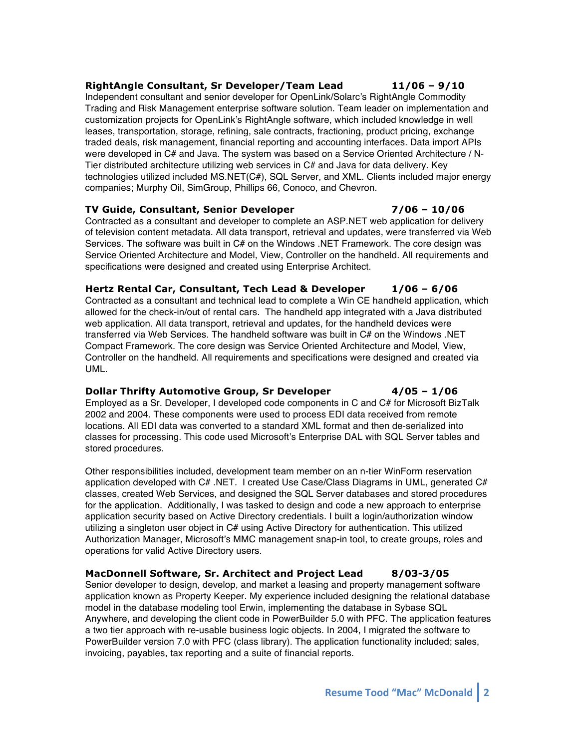**RightAngle Consultant, Sr Developer/Team Lead 11/06 – 9/10**

Independent consultant and senior developer for OpenLink/Solarc's RightAngle Commodity Trading and Risk Management enterprise software solution. Team leader on implementation and customization projects for OpenLink's RightAngle software, which included knowledge in well leases, transportation, storage, refining, sale contracts, fractioning, product pricing, exchange traded deals, risk management, financial reporting and accounting interfaces. Data import APIs were developed in C# and Java. The system was based on a Service Oriented Architecture / N-Tier distributed architecture utilizing web services in C# and Java for data delivery. Key technologies utilized included MS.NET(C#), SQL Server, and XML. Clients included major energy companies; Murphy Oil, SimGroup, Phillips 66, Conoco, and Chevron.

**TV Guide, Consultant, Senior Developer 7/06 – 10/06**

Contracted as a consultant and developer to complete an ASP.NET web application for delivery of television content metadata. All data transport, retrieval and updates, were transferred via Web Services. The software was built in C# on the Windows .NET Framework. The core design was Service Oriented Architecture and Model, View, Controller on the handheld. All requirements and specifications were designed and created using Enterprise Architect.

**Hertz Rental Car, Consultant, Tech Lead & Developer 1/06 – 6/06**

Contracted as a consultant and technical lead to complete a Win CE handheld application, which allowed for the check-in/out of rental cars. The handheld app integrated with a Java distributed web application. All data transport, retrieval and updates, for the handheld devices were transferred via Web Services. The handheld software was built in C# on the Windows .NET Compact Framework. The core design was Service Oriented Architecture and Model, View, Controller on the handheld. All requirements and specifications were designed and created via UML.

**Dollar Thrifty Automotive Group, Sr Developer 4/05 – 1/06**

Employed as a Sr. Developer, I developed code components in C and C# for Microsoft BizTalk 2002 and 2004. These components were used to process EDI data received from remote locations. All EDI data was converted to a standard XML format and then de-serialized into classes for processing. This code used Microsoft's Enterprise DAL with SQL Server tables and stored procedures.

Other responsibilities included, development team member on an n-tier WinForm reservation application developed with C# .NET. I created Use Case/Class Diagrams in UML, generated C# classes, created Web Services, and designed the SQL Server databases and stored procedures for the application. Additionally, I was tasked to design and code a new approach to enterprise application security based on Active Directory credentials. I built a login/authorization window utilizing a singleton user object in C# using Active Directory for authentication. This utilized Authorization Manager, Microsoft's MMC management snap-in tool, to create groups, roles and operations for valid Active Directory users.

**MacDonnell Software, Sr. Architect and Project Lead 8/03-3/05**

Senior developer to design, develop, and market a leasing and property management software application known as Property Keeper. My experience included designing the relational database model in the database modeling tool Erwin, implementing the database in Sybase SQL Anywhere, and developing the client code in PowerBuilder 5.0 with PFC. The application features a two tier approach with re-usable business logic objects. In 2004, I migrated the software to PowerBuilder version 7.0 with PFC (class library). The application functionality included; sales, invoicing, payables, tax reporting and a suite of financial reports.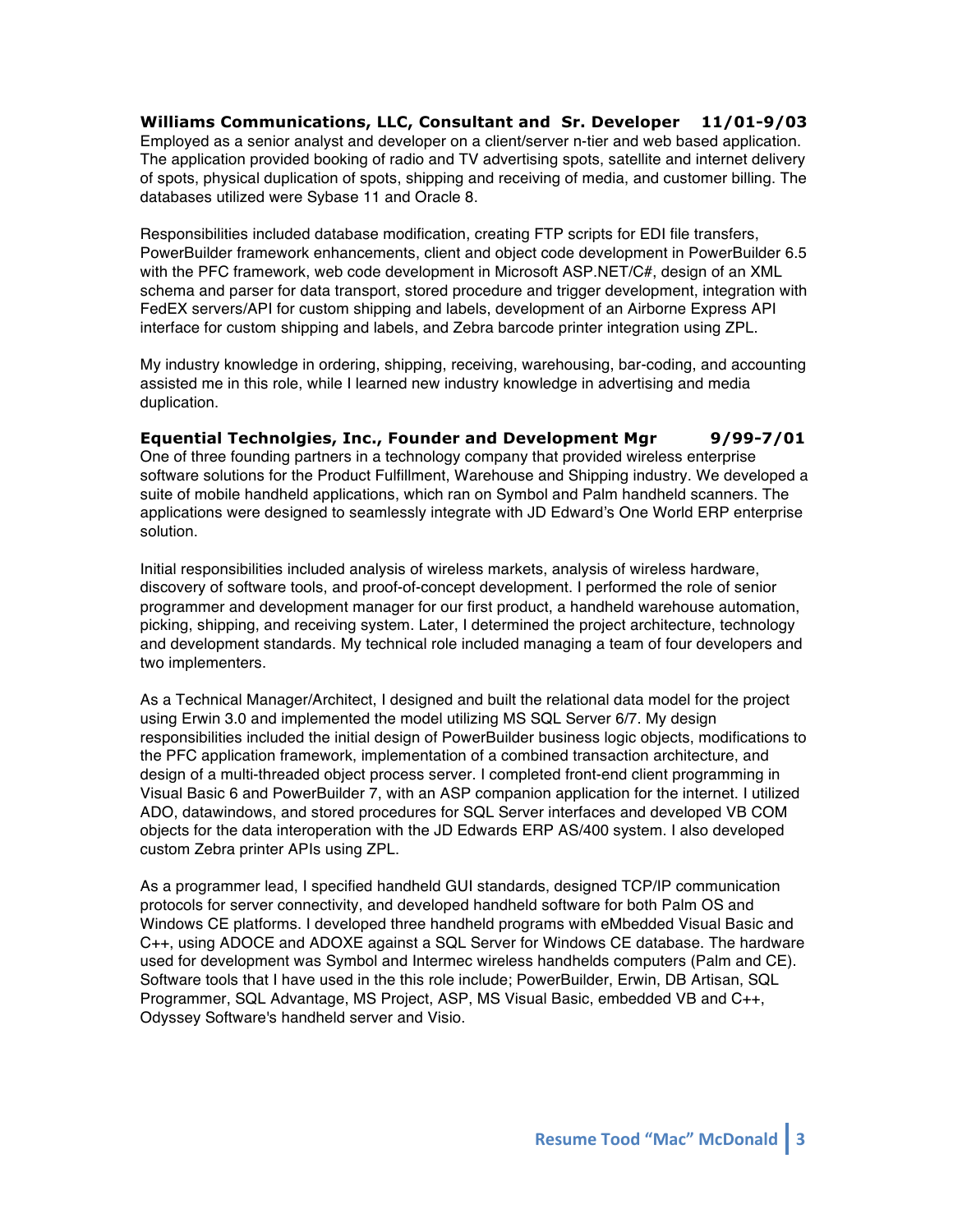**Williams Communications, LLC, Consultant and Sr. Developer 11/01-9/03**

Employed as a senior analyst and developer on a client/server n-tier and web based application. The application provided booking of radio and TV advertising spots, satellite and internet delivery of spots, physical duplication of spots, shipping and receiving of media, and customer billing. The databases utilized were Sybase 11 and Oracle 8.

Responsibilities included database modification, creating FTP scripts for EDI file transfers, PowerBuilder framework enhancements, client and object code development in PowerBuilder 6.5 with the PFC framework, web code development in Microsoft ASP.NET/C#, design of an XML schema and parser for data transport, stored procedure and trigger development, integration with FedEX servers/API for custom shipping and labels, development of an Airborne Express API interface for custom shipping and labels, and Zebra barcode printer integration using ZPL.

My industry knowledge in ordering, shipping, receiving, warehousing, bar-coding, and accounting assisted me in this role, while I learned new industry knowledge in advertising and media duplication.

**Equential Technolgies, Inc., Founder and Development Mgr 9/99-7/01**

One of three founding partners in a technology company that provided wireless enterprise software solutions for the Product Fulfillment, Warehouse and Shipping industry. We developed a suite of mobile handheld applications, which ran on Symbol and Palm handheld scanners. The applications were designed to seamlessly integrate with JD Edward's One World ERP enterprise solution.

Initial responsibilities included analysis of wireless markets, analysis of wireless hardware, discovery of software tools, and proof-of-concept development. I performed the role of senior programmer and development manager for our first product, a handheld warehouse automation, picking, shipping, and receiving system. Later, I determined the project architecture, technology and development standards. My technical role included managing a team of four developers and two implementers.

As a Technical Manager/Architect, I designed and built the relational data model for the project using Erwin 3.0 and implemented the model utilizing MS SQL Server 6/7. My design responsibilities included the initial design of PowerBuilder business logic objects, modifications to the PFC application framework, implementation of a combined transaction architecture, and design of a multi-threaded object process server. I completed front-end client programming in Visual Basic 6 and PowerBuilder 7, with an ASP companion application for the internet. I utilized ADO, datawindows, and stored procedures for SQL Server interfaces and developed VB COM objects for the data interoperation with the JD Edwards ERP AS/400 system. I also developed custom Zebra printer APIs using ZPL.

As a programmer lead, I specified handheld GUI standards, designed TCP/IP communication protocols for server connectivity, and developed handheld software for both Palm OS and Windows CE platforms. I developed three handheld programs with eMbedded Visual Basic and C++, using ADOCE and ADOXE against a SQL Server for Windows CE database. The hardware used for development was Symbol and Intermec wireless handhelds computers (Palm and CE). Software tools that I have used in the this role include; PowerBuilder, Erwin, DB Artisan, SQL Programmer, SQL Advantage, MS Project, ASP, MS Visual Basic, embedded VB and C++, Odyssey Software's handheld server and Visio.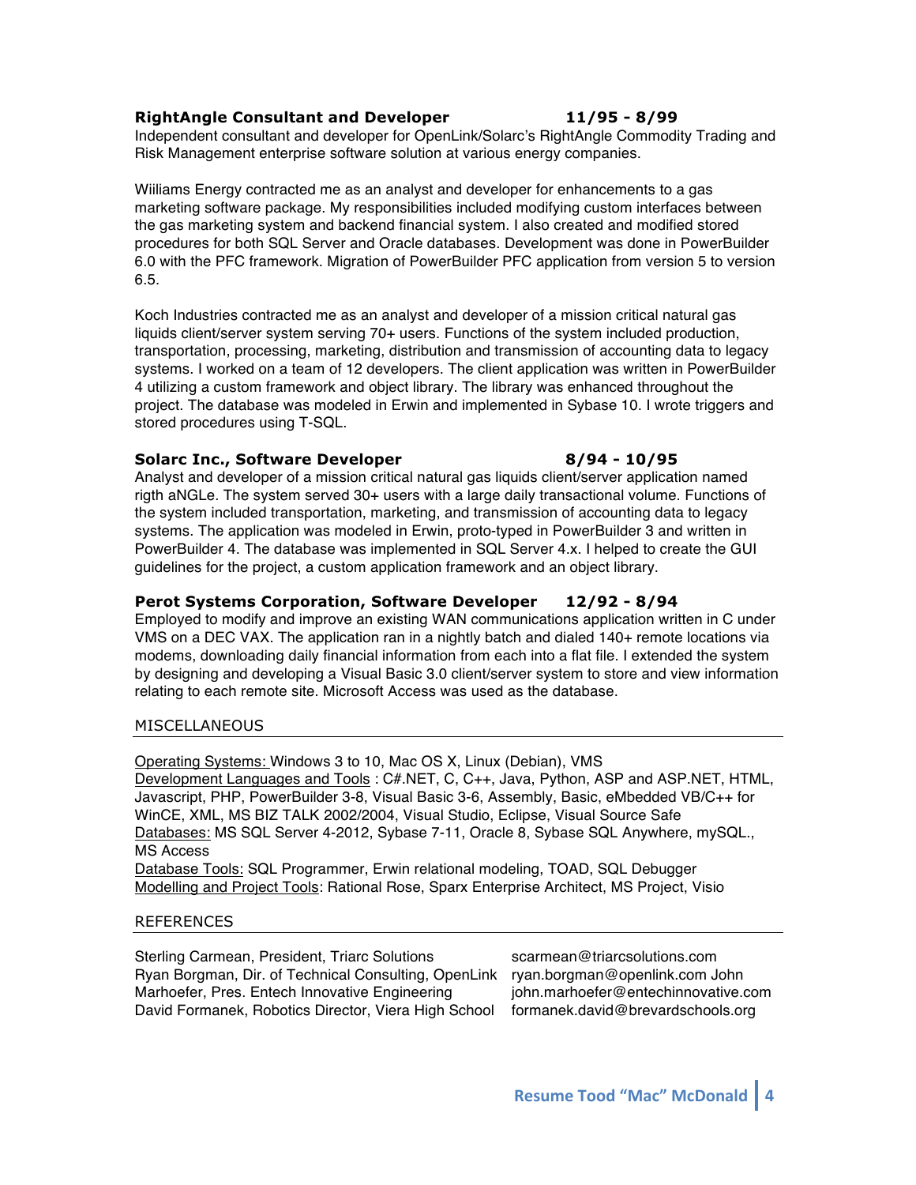### RightAngle Consultant and Developer 11/95 - 8/99

Independent consultant and developer for OpenLink/Solarc's RightAngle Commodity Trading and Risk Management enterprise software solution at various energy companies.

Wiiliams Energy contracted me as an analyst and developer for enhancements to a gas marketing software package. My responsibilities included modifying custom interfaces between the gas marketing system and backend financial system. I also created and modified stored procedures for both SQL Server and Oracle databases. Development was done in PowerBuilder 6.0 with the PFC framework. Migration of PowerBuilder PFC application from version 5 to version 6.5.

Koch Industries contracted me as an analyst and developer of a mission critical natural gas liquids client/server system serving 70+ users. Functions of the system included production, transportation, processing, marketing, distribution and transmission of accounting data to legacy systems. I worked on a team of 12 developers. The client application was written in PowerBuilder 4 utilizing a custom framework and object library. The library was enhanced throughout the project. The database was modeled in Erwin and implemented in Sybase 10. I wrote triggers and stored procedures using T-SQL.

### Solarc Inc., Software Developer 8/94 - 10/95

Analyst and developer of a mission critical natural gas liquids client/server application named rigth aNGLe. The system served 30+ users with a large daily transactional volume. Functions of the system included transportation, marketing, and transmission of accounting data to legacy systems. The application was modeled in Erwin, proto-typed in PowerBuilder 3 and written in PowerBuilder 4. The database was implemented in SQL Server 4.x. I helped to create the GUI guidelines for the project, a custom application framework and an object library.

### Perot Systems Corporation, Software Developer 12/92 - 8/94

Employed to modify and improve an existing WAN communications application written in C under VMS on a DEC VAX. The application ran in a nightly batch and dialed 140+ remote locations via modems, downloading daily financial information from each into a flat file. I extended the system by designing and developing a Visual Basic 3.0 client/server system to store and view information relating to each remote site. Microsoft Access was used as the database.

## MISCELLANEOUS

Operating Systems: Windows 3 to 10, Mac OS X, Linux (Debian), VMS
Development Languages and Tools : C#.NET, C, C++, Java, Python, ASP and ASP.NET, HTML, Javascript, PHP, PowerBuilder 3-8, Visual Basic 3-6, Assembly, Basic, eMbedded VB/C++ for WinCE, XML, MS BIZ TALK 2002/2004, Visual Studio, Eclipse, Visual Source Safe
Databases: MS SQL Server 4-2012, Sybase 7-11, Oracle 8, Sybase SQL Anywhere, mySQL., MS Access
Database Tools: SQL Programmer, Erwin relational modeling, TOAD, SQL Debugger
Modelling and Project Tools: Rational Rose, Sparx Enterprise Architect, MS Project, Visio

## REFERENCES

Sterling Carmean, President, Triarc Solutions scarmean@triarcsolutions.com
Ryan Borgman, Dir. of Technical Consulting, OpenLink ryan.borgman@openlink.com
John Marhoefer, Pres. Entech Innovative Engineering john.marhoefer@entechinnovative.com
David Formanek, Robotics Director, Viera High School formanek.david@brevardschools.org